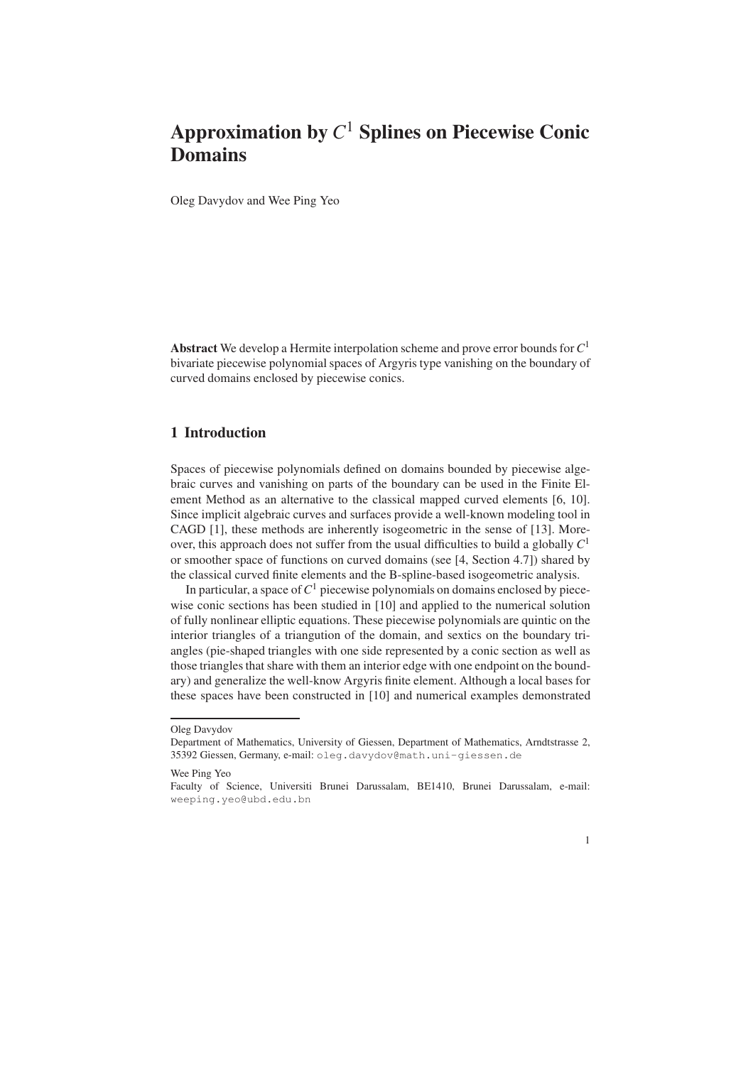# Approximation by $C^1$ Splines on Piecewise Conic Domains

Oleg Davydov and Wee Ping Yeo

**Abstract** We develop a Hermite interpolation scheme and prove error bounds for $C^1$ bivariate piecewise polynomial spaces of Argyris type vanishing on the boundary of curved domains enclosed by piecewise conics.

## 1 Introduction

Spaces of piecewise polynomials defined on domains bounded by piecewise algebraic curves and vanishing on parts of the boundary can be used in the Finite Element Method as an alternative to the classical mapped curved elements [6, 10]. Since implicit algebraic curves and surfaces provide a well-known modeling tool in CAGD [1], these methods are inherently isogeometric in the sense of [13]. Moreover, this approach does not suffer from the usual difficulties to build a globally $C^1$ or smoother space of functions on curved domains (see [4, Section 4.7]) shared by the classical curved finite elements and the B-spline-based isogeometric analysis.

In particular, a space of $C^1$ piecewise polynomials on domains enclosed by piecewise conic sections has been studied in [10] and applied to the numerical solution of fully nonlinear elliptic equations. These piecewise polynomials are quintic on the interior triangles of a triangution of the domain, and sextics on the boundary triangles (pie-shaped triangles with one side represented by a conic section as well as those triangles that share with them an interior edge with one endpoint on the boundary) and generalize the well-know Argyris finite element. Although a local bases for these spaces have been constructed in [10] and numerical examples demonstrated

---

Oleg Davydov
Department of Mathematics, University of Giessen, Department of Mathematics, Arndtstrasse 2, 35392 Giessen, Germany, e-mail: oleg.davydov@math.uni-giessen.de

Wee Ping Yeo
Faculty of Science, Universiti Brunei Darussalam, BE1410, Brunei Darussalam, e-mail: weeping.yeo@ubd.edu.bn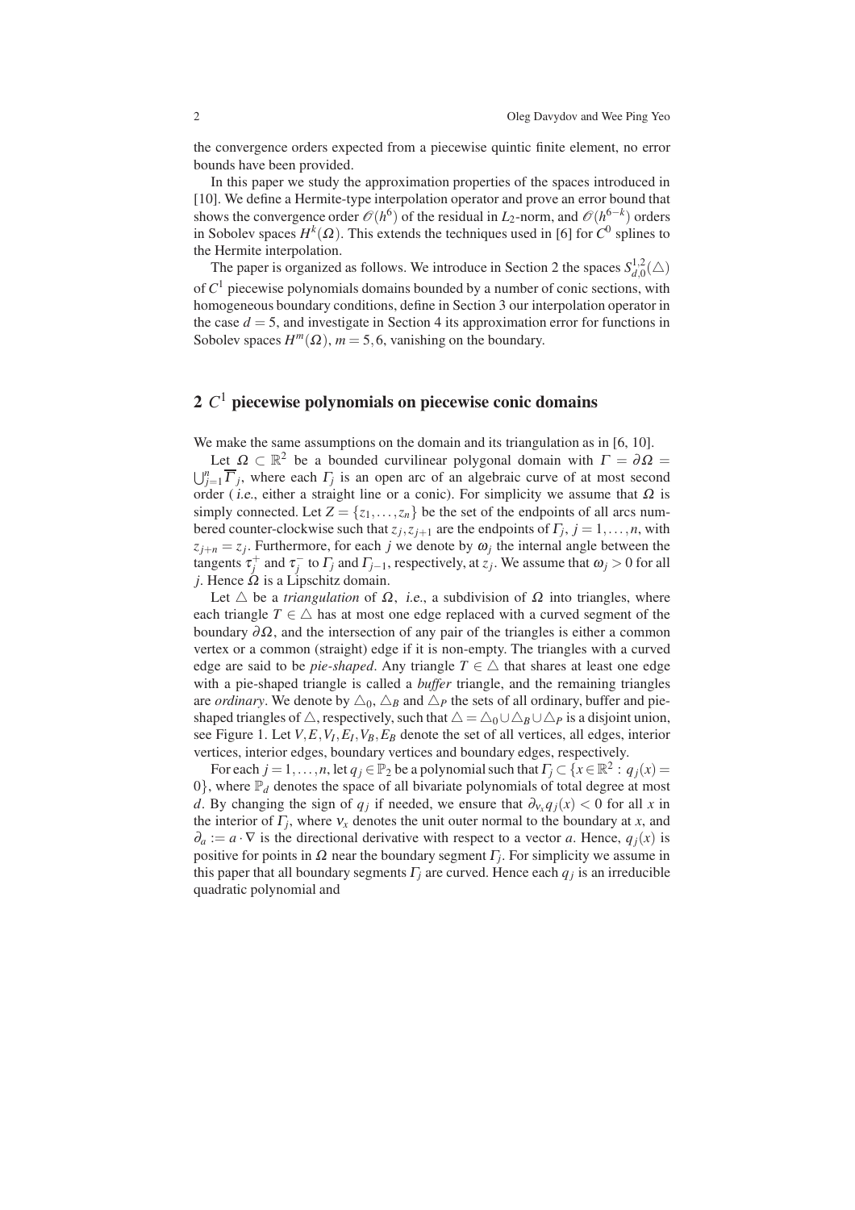the convergence orders expected from a piecewise quintic finite element, no error bounds have been provided.

In this paper we study the approximation properties of the spaces introduced in [10]. We define a Hermite-type interpolation operator and prove an error bound that shows the convergence order $\mathscr{O}(h^6)$ of the residual in $L_2$-norm, and $\mathscr{O}(h^{6-k})$ orders in Sobolev spaces $H^k(\Omega)$. This extends the techniques used in [6] for $C^0$ splines to the Hermite interpolation.

The paper is organized as follows. We introduce in Section 2 the spaces $S^{1,2}_{d,0}(\triangle)$ of $C^1$ piecewise polynomials domains bounded by a number of conic sections, with homogeneous boundary conditions, define in Section 3 our interpolation operator in the case $d = 5$, and investigate in Section 4 its approximation error for functions in Sobolev spaces $H^m(\Omega)$, $m = 5, 6$, vanishing on the boundary.

## 2 $C^1$ piecewise polynomials on piecewise conic domains

We make the same assumptions on the domain and its triangulation as in [6, 10].

Let $\Omega \subset \mathbb{R}^2$ be a bounded curvilinear polygonal domain with $\Gamma = \partial\Omega = \bigcup_{j=1}^{n} \overline{\Gamma}_j$, where each $\Gamma_j$ is an open arc of an algebraic curve of at most second order (*i.e.*, either a straight line or a conic). For simplicity we assume that $\Omega$ is simply connected. Let $Z = \{z_1, \ldots, z_n\}$ be the set of the endpoints of all arcs numbered counter-clockwise such that $z_j, z_{j+1}$ are the endpoints of $\Gamma_j$, $j = 1, \ldots, n$, with $z_{j+n} = z_j$. Furthermore, for each $j$ we denote by $\omega_j$ the internal angle between the tangents $\tau_j^+$ and $\tau_j^-$ to $\Gamma_j$ and $\Gamma_{j-1}$, respectively, at $z_j$. We assume that $\omega_j > 0$ for all $j$. Hence $\Omega$ is a Lipschitz domain.

Let $\triangle$ be a *triangulation* of $\Omega$, *i.e.*, a subdivision of $\Omega$ into triangles, where each triangle $T \in \triangle$ has at most one edge replaced with a curved segment of the boundary $\partial\Omega$, and the intersection of any pair of the triangles is either a common vertex or a common (straight) edge if it is non-empty. The triangles with a curved edge are said to be *pie-shaped*. Any triangle $T \in \triangle$ that shares at least one edge with a pie-shaped triangle is called a *buffer* triangle, and the remaining triangles are *ordinary*. We denote by $\triangle_0$, $\triangle_B$ and $\triangle_P$ the sets of all ordinary, buffer and pie-shaped triangles of $\triangle$, respectively, such that $\triangle = \triangle_0 \cup \triangle_B \cup \triangle_P$ is a disjoint union, see Figure 1. Let $V, E, V_I, E_I, V_B, E_B$ denote the set of all vertices, all edges, interior vertices, interior edges, boundary vertices and boundary edges, respectively.

For each $j = 1, \ldots, n$, let $q_j \in \mathbb{P}_2$ be a polynomial such that $\Gamma_j \subset \{x \in \mathbb{R}^2 : q_j(x) = 0\}$, where $\mathbb{P}_d$ denotes the space of all bivariate polynomials of total degree at most $d$. By changing the sign of $q_j$ if needed, we ensure that $\partial_{\nu_x} q_j(x) < 0$ for all $x$ in the interior of $\Gamma_j$, where $\nu_x$ denotes the unit outer normal to the boundary at $x$, and $\partial_a := a \cdot \nabla$ is the directional derivative with respect to a vector $a$. Hence, $q_j(x)$ is positive for points in $\Omega$ near the boundary segment $\Gamma_j$. For simplicity we assume in this paper that all boundary segments $\Gamma_j$ are curved. Hence each $q_j$ is an irreducible quadratic polynomial and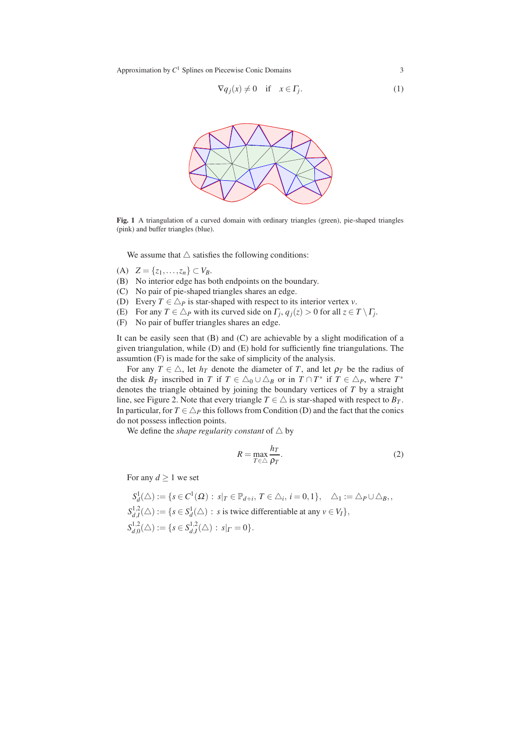$$\nabla q_j(x) \neq 0 \quad \text{if} \quad x \in \Gamma_j. \tag{1}$$

**Fig. 1** A triangulation of a curved domain with ordinary triangles (green), pie-shaped triangles (pink) and buffer triangles (blue).

We assume that $\triangle$ satisfies the following conditions:

(A) $Z = \{z_1, \ldots, z_n\} \subset V_B$.
(B) No interior edge has both endpoints on the boundary.
(C) No pair of pie-shaped triangles shares an edge.
(D) Every $T \in \triangle_P$ is star-shaped with respect to its interior vertex $v$.
(E) For any $T \in \triangle_P$ with its curved side on $\Gamma_j$, $q_j(z) > 0$ for all $z \in T \setminus \Gamma_j$.
(F) No pair of buffer triangles shares an edge.

It can be easily seen that (B) and (C) are achievable by a slight modification of a given triangulation, while (D) and (E) hold for sufficiently fine triangulations. The assumtion (F) is made for the sake of simplicity of the analysis.

For any $T \in \triangle$, let $h_T$ denote the diameter of $T$, and let $\rho_T$ be the radius of the disk $B_T$ inscribed in $T$ if $T \in \triangle_0 \cup \triangle_B$ or in $T \cap T^*$ if $T \in \triangle_P$, where $T^*$ denotes the triangle obtained by joining the boundary vertices of $T$ by a straight line, see Figure 2. Note that every triangle $T \in \triangle$ is star-shaped with respect to $B_T$. In particular, for $T \in \triangle_P$ this follows from Condition (D) and the fact that the conics do not possess inflection points.

We define the *shape regularity constant* of $\triangle$ by

$$R = \max_{T \in \triangle} \frac{h_T}{\rho_T}. \tag{2}$$

For any $d \geq 1$ we set

$$S^1_d(\triangle) := \{s \in C^1(\Omega) : s|_T \in \mathbb{P}_{d+i},\ T \in \triangle_i,\ i = 0,1\}, \quad \triangle_1 := \triangle_P \cup \triangle_B,,$$

$$S^{1,2}_{d,I}(\triangle) := \{s \in S^1_d(\triangle) : s \text{ is twice differentiable at any } v \in V_I\},$$

$$S^{1,2}_{d,0}(\triangle) := \{s \in S^{1,2}_{d,I}(\triangle) : s|_\Gamma = 0\}.$$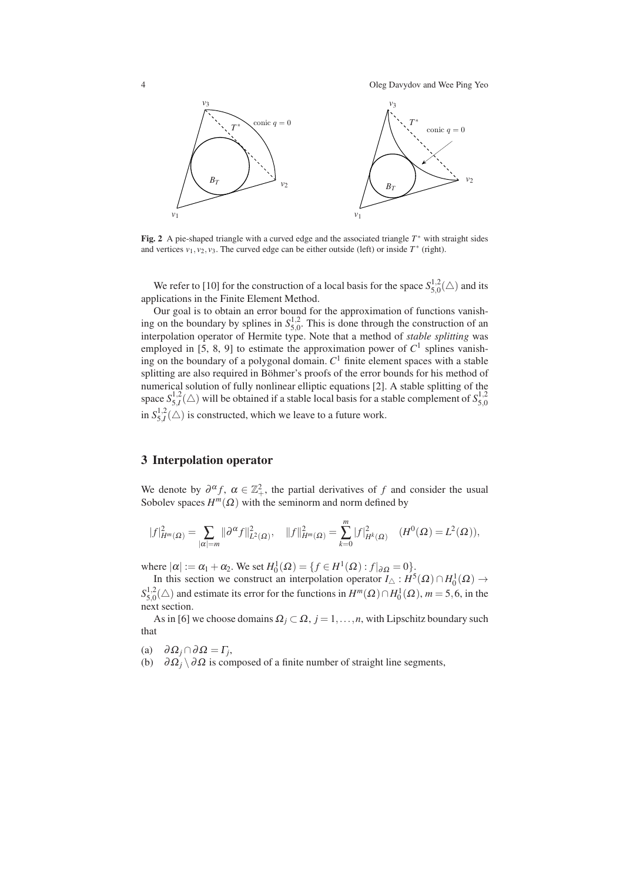**Fig. 2** A pie-shaped triangle with a curved edge and the associated triangle $T^*$ with straight sides and vertices $v_1, v_2, v_3$. The curved edge can be either outside (left) or inside $T^*$ (right).

We refer to [10] for the construction of a local basis for the space $S^{1,2}_{5,0}(\triangle)$ and its applications in the Finite Element Method.

Our goal is to obtain an error bound for the approximation of functions vanishing on the boundary by splines in $S^{1,2}_{5,0}$. This is done through the construction of an interpolation operator of Hermite type. Note that a method of *stable splitting* was employed in [5, 8, 9] to estimate the approximation power of $C^1$ splines vanishing on the boundary of a polygonal domain. $C^1$ finite element spaces with a stable splitting are also required in Böhmer's proofs of the error bounds for his method of numerical solution of fully nonlinear elliptic equations [2]. A stable splitting of the space $S^{1,2}_{5,I}(\triangle)$ will be obtained if a stable local basis for a stable complement of $S^{1,2}_{5,0}$ in $S^{1,2}_{5,I}(\triangle)$ is constructed, which we leave to a future work.

## 3 Interpolation operator

We denote by $\partial^\alpha f$, $\alpha \in \mathbb{Z}^2_+$, the partial derivatives of $f$ and consider the usual Sobolev spaces $H^m(\Omega)$ with the seminorm and norm defined by

$$|f|^2_{H^m(\Omega)} = \sum_{|\alpha|=m} \|\partial^\alpha f\|^2_{L^2(\Omega)}, \quad \|f\|^2_{H^m(\Omega)} = \sum_{k=0}^{m} |f|^2_{H^k(\Omega)} \quad (H^0(\Omega) = L^2(\Omega)),$$

where $|\alpha| := \alpha_1 + \alpha_2$. We set $H^1_0(\Omega) = \{f \in H^1(\Omega) : f|_{\partial\Omega} = 0\}$.

In this section we construct an interpolation operator $I_\triangle : H^5(\Omega) \cap H^1_0(\Omega) \to S^{1,2}_{5,0}(\triangle)$ and estimate its error for the functions in $H^m(\Omega) \cap H^1_0(\Omega)$, $m = 5, 6$, in the next section.

As in [6] we choose domains $\Omega_j \subset \Omega$, $j = 1, \ldots, n$, with Lipschitz boundary such that

(a) $\partial\Omega_j \cap \partial\Omega = \Gamma_j$,
(b) $\partial\Omega_j \setminus \partial\Omega$ is composed of a finite number of straight line segments,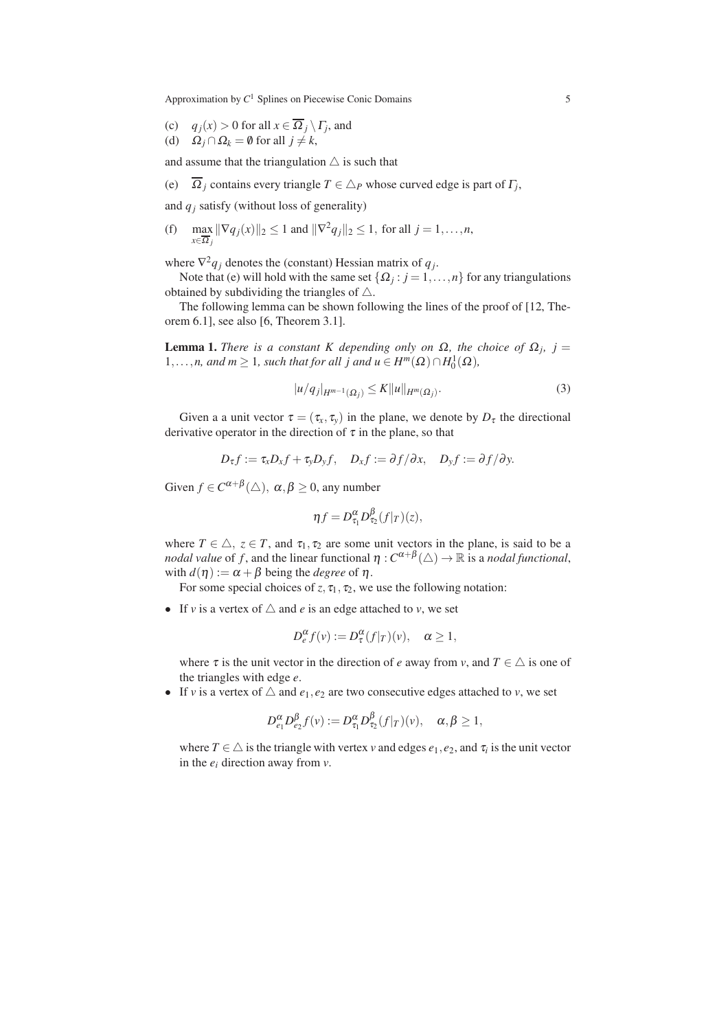(c) $q_j(x) > 0$ for all $x \in \overline{\Omega}_j \setminus \Gamma_j$, and
(d) $\Omega_j \cap \Omega_k = \emptyset$ for all $j \neq k$,

and assume that the triangulation $\triangle$ is such that

(e) $\overline{\Omega}_j$ contains every triangle $T \in \triangle_P$ whose curved edge is part of $\Gamma_j$,

and $q_j$ satisfy (without loss of generality)

(f) $\max_{x \in \overline{\Omega}_j} \|\nabla q_j(x)\|_2 \leq 1$ and $\|\nabla^2 q_j\|_2 \leq 1$, for all $j = 1, \ldots, n$,

where $\nabla^2 q_j$ denotes the (constant) Hessian matrix of $q_j$.

Note that (e) will hold with the same set $\{\Omega_j : j = 1, \ldots, n\}$ for any triangulations obtained by subdividing the triangles of $\triangle$.

The following lemma can be shown following the lines of the proof of [12, Theorem 6.1], see also [6, Theorem 3.1].

**Lemma 1.** *There is a constant $K$ depending only on $\Omega$, the choice of $\Omega_j$, $j = 1, \ldots, n$, and $m \geq 1$, such that for all $j$ and $u \in H^m(\Omega) \cap H_0^1(\Omega)$,*

$$|u/q_j|_{H^{m-1}(\Omega_j)} \leq K \|u\|_{H^m(\Omega_j)}. \tag{3}$$

Given a a unit vector $\tau = (\tau_x, \tau_y)$ in the plane, we denote by $D_\tau$ the directional derivative operator in the direction of $\tau$ in the plane, so that

$$D_\tau f := \tau_x D_x f + \tau_y D_y f, \quad D_x f := \partial f / \partial x, \quad D_y f := \partial f / \partial y.$$

Given $f \in C^{\alpha+\beta}(\triangle)$, $\alpha, \beta \geq 0$, any number

$$\eta f = D_{\tau_1}^{\alpha} D_{\tau_2}^{\beta} (f|_T)(z),$$

where $T \in \triangle$, $z \in T$, and $\tau_1, \tau_2$ are some unit vectors in the plane, is said to be a *nodal value* of $f$, and the linear functional $\eta : C^{\alpha+\beta}(\triangle) \to \mathbb{R}$ is a *nodal functional*, with $d(\eta) := \alpha + \beta$ being the *degree* of $\eta$.

For some special choices of $z, \tau_1, \tau_2$, we use the following notation:

- If $v$ is a vertex of $\triangle$ and $e$ is an edge attached to $v$, we set

  $$D_e^{\alpha} f(v) := D_\tau^{\alpha} (f|_T)(v), \quad \alpha \geq 1,$$

  where $\tau$ is the unit vector in the direction of $e$ away from $v$, and $T \in \triangle$ is one of the triangles with edge $e$.
- If $v$ is a vertex of $\triangle$ and $e_1, e_2$ are two consecutive edges attached to $v$, we set

  $$D_{e_1}^{\alpha} D_{e_2}^{\beta} f(v) := D_{\tau_1}^{\alpha} D_{\tau_2}^{\beta} (f|_T)(v), \quad \alpha, \beta \geq 1,$$

  where $T \in \triangle$ is the triangle with vertex $v$ and edges $e_1, e_2$, and $\tau_i$ is the unit vector in the $e_i$ direction away from $v$.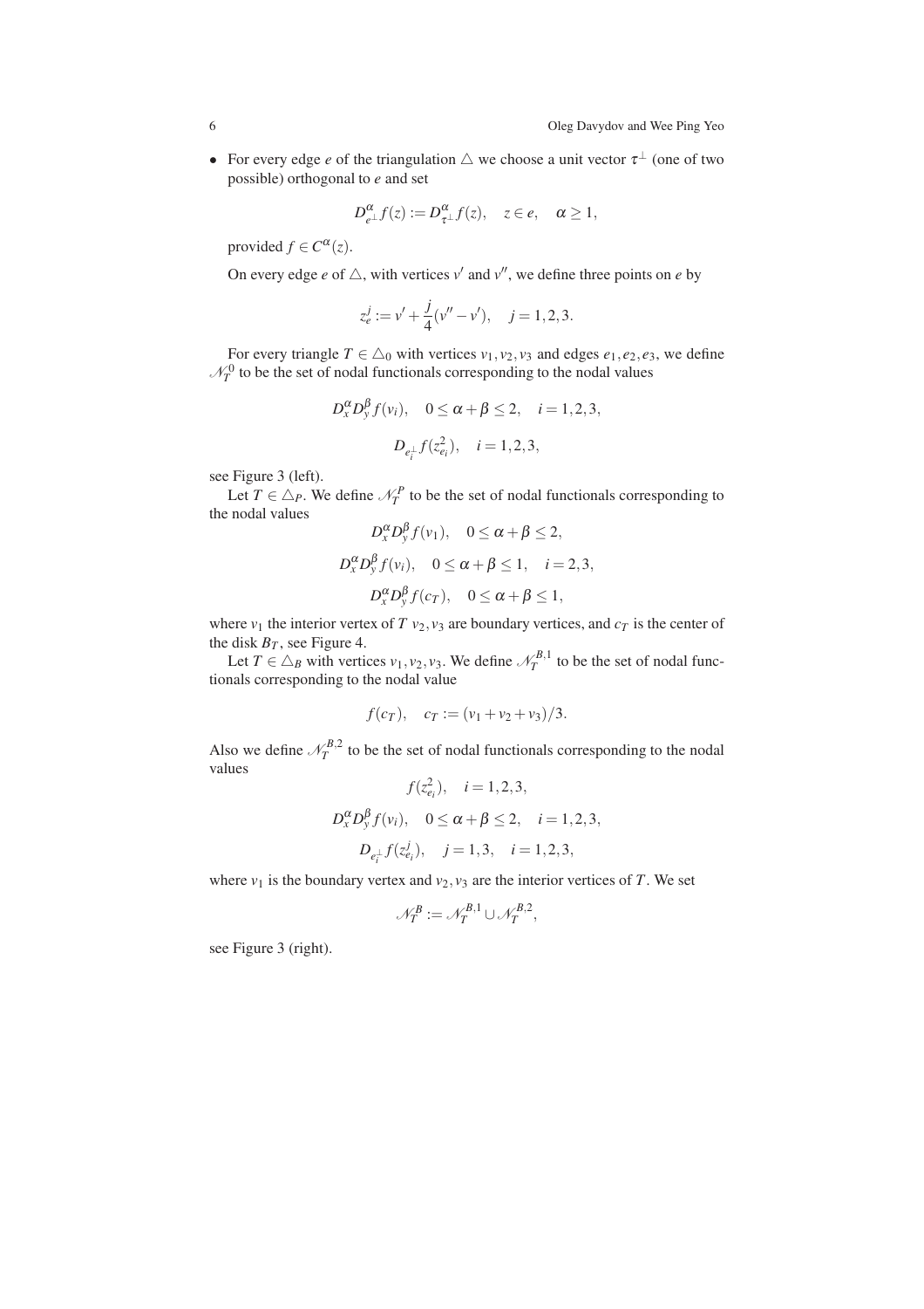- For every edge $e$ of the triangulation $\triangle$ we choose a unit vector $\tau^\perp$ (one of two possible) orthogonal to $e$ and set

$$D^\alpha_{e^\perp} f(z) := D^\alpha_{\tau^\perp} f(z), \quad z \in e, \quad \alpha \geq 1,$$

provided $f \in C^\alpha(z)$.

On every edge $e$ of $\triangle$, with vertices $v'$ and $v''$, we define three points on $e$ by

$$z^j_e := v' + \frac{j}{4}(v'' - v'), \quad j = 1,2,3.$$

For every triangle $T \in \triangle_0$ with vertices $v_1, v_2, v_3$ and edges $e_1, e_2, e_3$, we define $\mathcal{N}^0_T$ to be the set of nodal functionals corresponding to the nodal values

$$D^\alpha_x D^\beta_y f(v_i), \quad 0 \leq \alpha + \beta \leq 2, \quad i = 1,2,3,$$

$$D_{e_i^\perp} f(z^2_{e_i}), \quad i = 1,2,3,$$

see Figure 3 (left).

Let $T \in \triangle_P$. We define $\mathcal{N}^P_T$ to be the set of nodal functionals corresponding to the nodal values

$$D^\alpha_x D^\beta_y f(v_1), \quad 0 \leq \alpha + \beta \leq 2,$$

$$D^\alpha_x D^\beta_y f(v_i), \quad 0 \leq \alpha + \beta \leq 1, \quad i = 2,3,$$

$$D^\alpha_x D^\beta_y f(c_T), \quad 0 \leq \alpha + \beta \leq 1,$$

where $v_1$ the interior vertex of $T$ $v_2, v_3$ are boundary vertices, and $c_T$ is the center of the disk $B_T$, see Figure 4.

Let $T \in \triangle_B$ with vertices $v_1, v_2, v_3$. We define $\mathcal{N}^{B,1}_T$ to be the set of nodal functionals corresponding to the nodal value

$$f(c_T), \quad c_T := (v_1 + v_2 + v_3)/3.$$

Also we define $\mathcal{N}^{B,2}_T$ to be the set of nodal functionals corresponding to the nodal values

$$f(z^2_{e_i}), \quad i = 1,2,3,$$

$$D^\alpha_x D^\beta_y f(v_i), \quad 0 \leq \alpha + \beta \leq 2, \quad i = 1,2,3,$$

$$D_{e_i^\perp} f(z^j_{e_i}), \quad j = 1,3, \quad i = 1,2,3,$$

where $v_1$ is the boundary vertex and $v_2, v_3$ are the interior vertices of $T$. We set

$$\mathcal{N}^B_T := \mathcal{N}^{B,1}_T \cup \mathcal{N}^{B,2}_T,$$

see Figure 3 (right).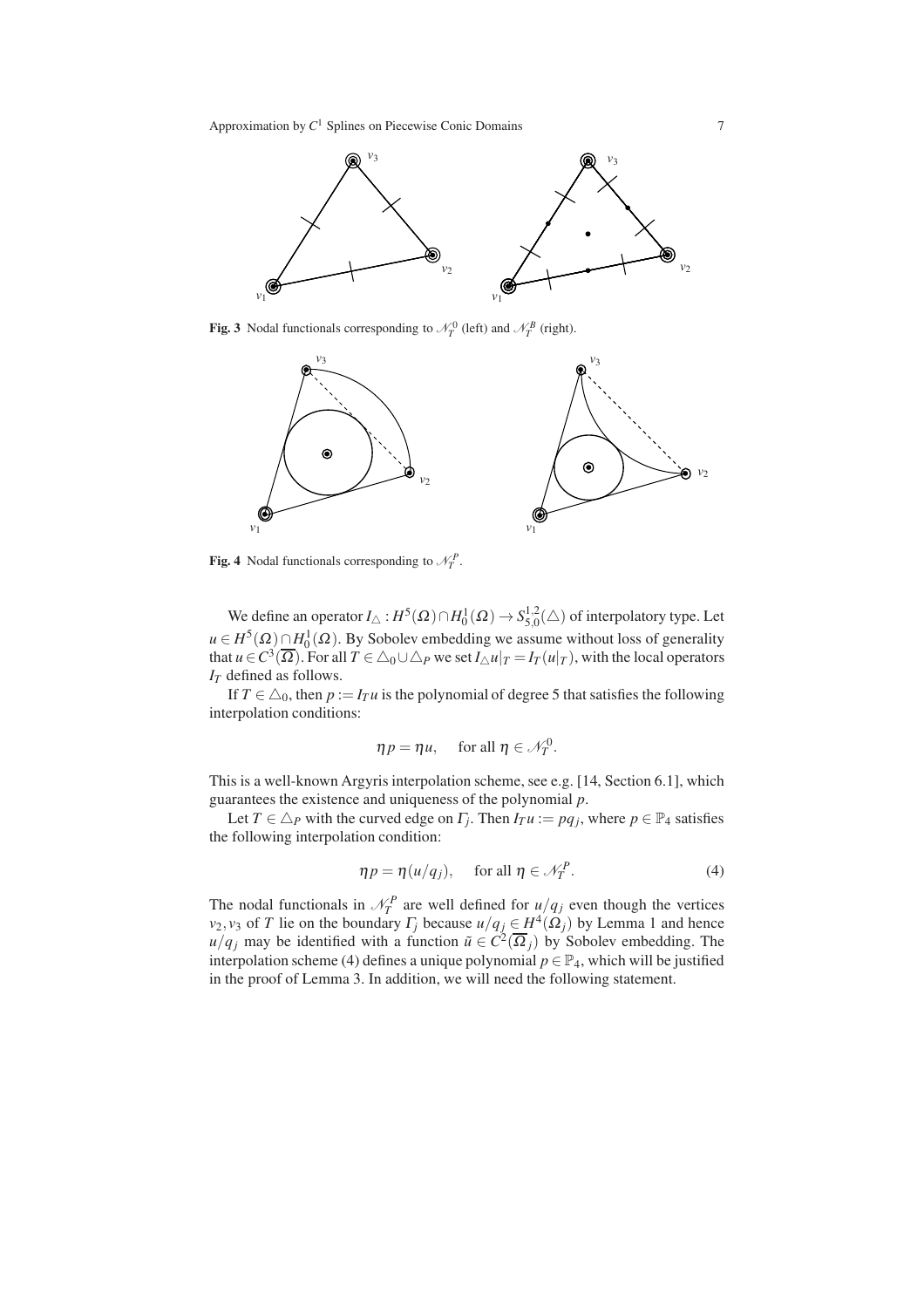**Fig. 3** Nodal functionals corresponding to $\mathcal{N}_T^0$ (left) and $\mathcal{N}_T^B$ (right).

**Fig. 4** Nodal functionals corresponding to $\mathcal{N}_T^P$.

We define an operator $I_\triangle : H^5(\Omega)\cap H_0^1(\Omega) \to S_{5,0}^{1,2}(\triangle)$ of interpolatory type. Let $u \in H^5(\Omega)\cap H_0^1(\Omega)$. By Sobolev embedding we assume without loss of generality that $u \in C^3(\overline{\Omega})$. For all $T \in \triangle_0 \cup \triangle_P$ we set $I_\triangle u|_T = I_T(u|_T)$, with the local operators $I_T$ defined as follows.

If $T \in \triangle_0$, then $p := I_T u$ is the polynomial of degree 5 that satisfies the following interpolation conditions:

$$\eta p = \eta u, \quad \text{for all } \eta \in \mathcal{N}_T^0.$$

This is a well-known Argyris interpolation scheme, see e.g. [14, Section 6.1], which guarantees the existence and uniqueness of the polynomial $p$.

Let $T \in \triangle_P$ with the curved edge on $\Gamma_j$. Then $I_T u := pq_j$, where $p \in \mathbb{P}_4$ satisfies the following interpolation condition:

$$\eta p = \eta(u/q_j), \quad \text{for all } \eta \in \mathcal{N}_T^P. \tag{4}$$

The nodal functionals in $\mathcal{N}_T^P$ are well defined for $u/q_j$ even though the vertices $v_2, v_3$ of $T$ lie on the boundary $\Gamma_j$ because $u/q_j \in H^4(\Omega_j)$ by Lemma 1 and hence $u/q_j$ may be identified with a function $\tilde{u} \in C^2(\overline{\Omega}_j)$ by Sobolev embedding. The interpolation scheme (4) defines a unique polynomial $p \in \mathbb{P}_4$, which will be justified in the proof of Lemma 3. In addition, we will need the following statement.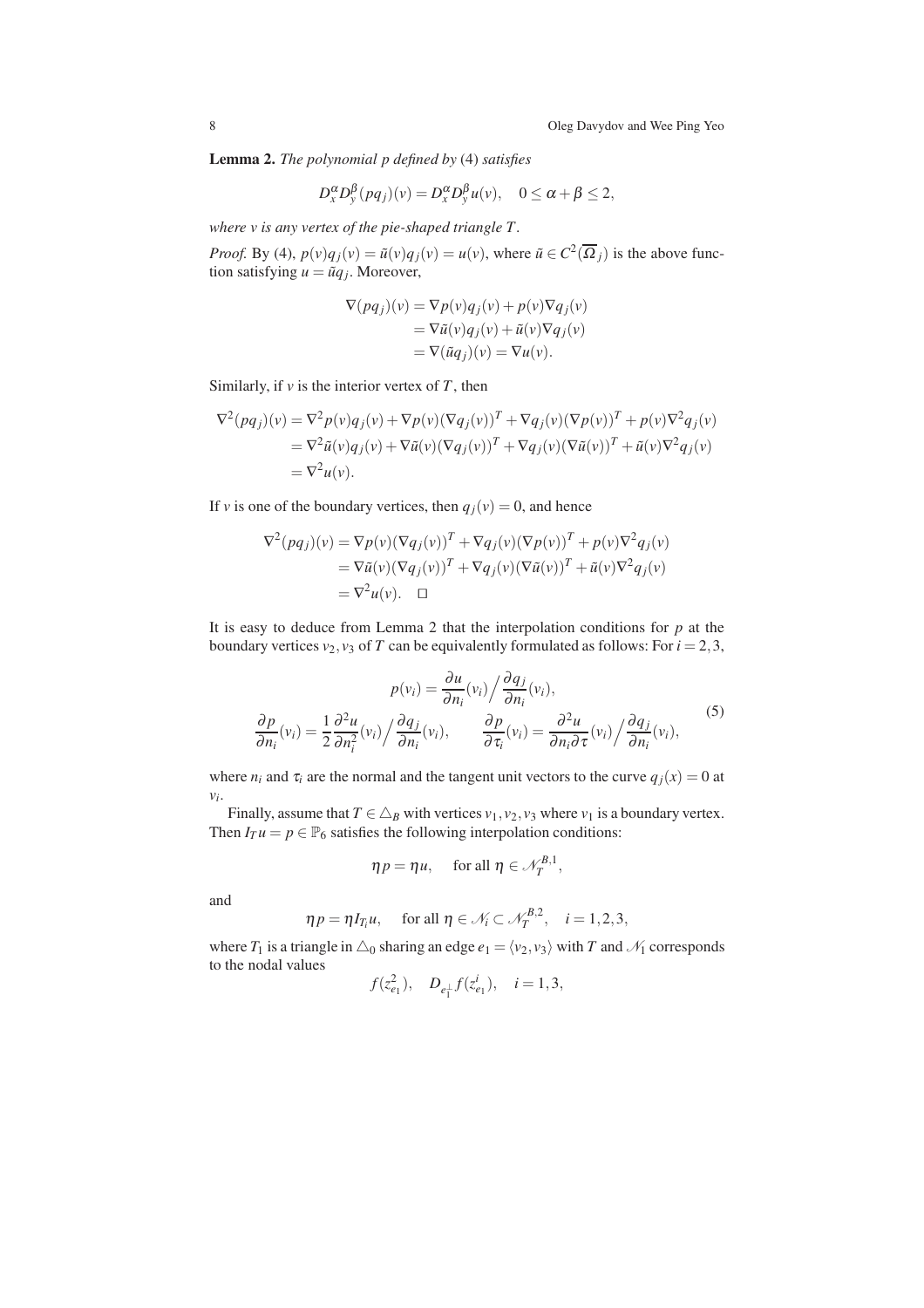**Lemma 2.** *The polynomial $p$ defined by* (4) *satisfies*

$$D_x^\alpha D_y^\beta (pq_j)(v) = D_x^\alpha D_y^\beta u(v), \quad 0 \le \alpha + \beta \le 2,$$

*where $v$ is any vertex of the pie-shaped triangle $T$.*

*Proof.* By (4), $p(v)q_j(v) = \tilde{u}(v)q_j(v) = u(v)$, where $\tilde{u} \in C^2(\overline{\Omega}_j)$ is the above function satisfying $u = \tilde{u}q_j$. Moreover,

$$\begin{aligned}
\nabla(pq_j)(v) &= \nabla p(v) q_j(v) + p(v) \nabla q_j(v) \\
&= \nabla \tilde{u}(v) q_j(v) + \tilde{u}(v) \nabla q_j(v) \\
&= \nabla(\tilde{u}q_j)(v) = \nabla u(v).
\end{aligned}$$

Similarly, if $v$ is the interior vertex of $T$, then

$$\begin{aligned}
\nabla^2(pq_j)(v) &= \nabla^2 p(v) q_j(v) + \nabla p(v)(\nabla q_j(v))^T + \nabla q_j(v)(\nabla p(v))^T + p(v)\nabla^2 q_j(v) \\
&= \nabla^2 \tilde{u}(v) q_j(v) + \nabla \tilde{u}(v)(\nabla q_j(v))^T + \nabla q_j(v)(\nabla \tilde{u}(v))^T + \tilde{u}(v)\nabla^2 q_j(v) \\
&= \nabla^2 u(v).
\end{aligned}$$

If $v$ is one of the boundary vertices, then $q_j(v) = 0$, and hence

$$\begin{aligned}
\nabla^2(pq_j)(v) &= \nabla p(v)(\nabla q_j(v))^T + \nabla q_j(v)(\nabla p(v))^T + p(v)\nabla^2 q_j(v) \\
&= \nabla \tilde{u}(v)(\nabla q_j(v))^T + \nabla q_j(v)(\nabla \tilde{u}(v))^T + \tilde{u}(v)\nabla^2 q_j(v) \\
&= \nabla^2 u(v). \quad \square
\end{aligned}$$

It is easy to deduce from Lemma 2 that the interpolation conditions for $p$ at the boundary vertices $v_2, v_3$ of $T$ can be equivalently formulated as follows: For $i = 2, 3$,

$$\begin{gathered}
p(v_i) = \frac{\partial u}{\partial n_i}(v_i) \Big/ \frac{\partial q_j}{\partial n_i}(v_i), \\
\frac{\partial p}{\partial n_i}(v_i) = \frac{1}{2}\frac{\partial^2 u}{\partial n_i^2}(v_i) \Big/ \frac{\partial q_j}{\partial n_i}(v_i), \qquad \frac{\partial p}{\partial \tau_i}(v_i) = \frac{\partial^2 u}{\partial n_i \partial \tau}(v_i) \Big/ \frac{\partial q_j}{\partial n_i}(v_i),
\end{gathered} \tag{5}$$

where $n_i$ and $\tau_i$ are the normal and the tangent unit vectors to the curve $q_j(x) = 0$ at $v_i$.

Finally, assume that $T \in \triangle_B$ with vertices $v_1, v_2, v_3$ where $v_1$ is a boundary vertex. Then $I_T u = p \in \mathbb{P}_6$ satisfies the following interpolation conditions:

$$\eta p = \eta u, \quad \text{for all } \eta \in \mathcal{N}_T^{B,1},$$

and

$$\eta p = \eta I_{T_i} u, \quad \text{for all } \eta \in \mathcal{N}_i \subset \mathcal{N}_T^{B,2}, \quad i = 1, 2, 3,$$

where $T_1$ is a triangle in $\triangle_0$ sharing an edge $e_1 = \langle v_2, v_3 \rangle$ with $T$ and $\mathcal{N}_1$ corresponds to the nodal values

$$f(z_{e_1}^2), \quad D_{e_1^\perp} f(z_{e_1}^i), \quad i = 1, 3,$$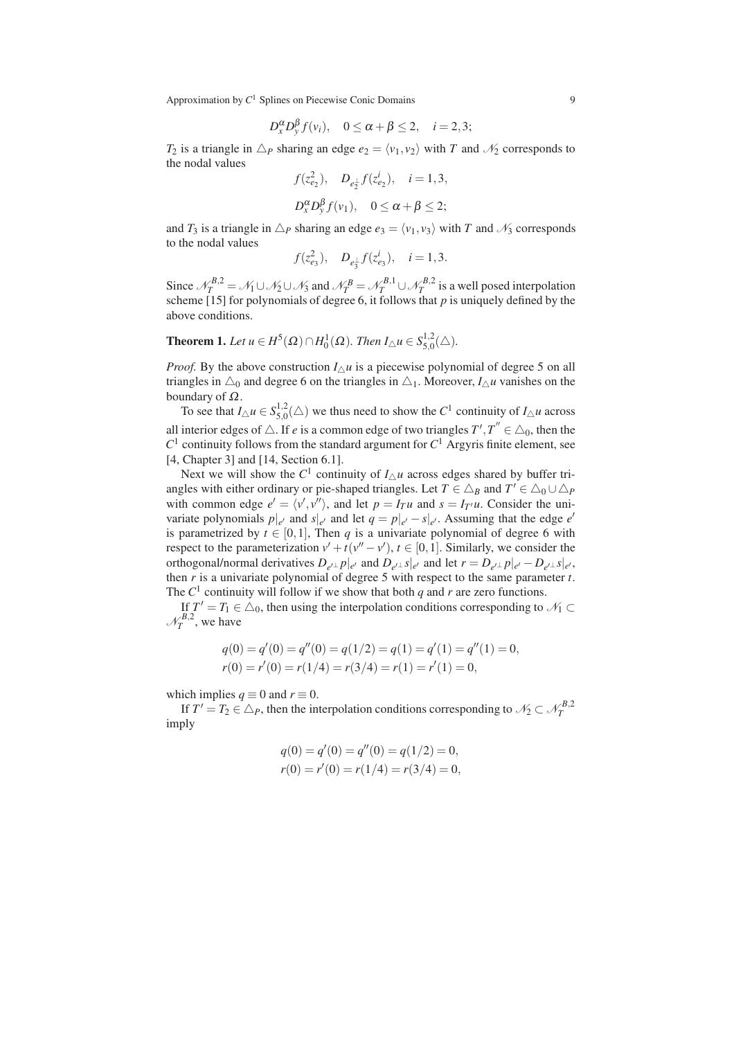$$D_x^\alpha D_y^\beta f(v_i), \quad 0 \le \alpha+\beta \le 2, \quad i=2,3;$$

$T_2$ is a triangle in $\triangle_P$ sharing an edge $e_2 = \langle v_1, v_2\rangle$ with $T$ and $\mathscr{N}_2$ corresponds to the nodal values

$$f(z_{e_2}^2), \quad D_{e_2^\perp} f(z_{e_2}^i), \quad i=1,3,$$

$$D_x^\alpha D_y^\beta f(v_1), \quad 0 \le \alpha+\beta \le 2;$$

and $T_3$ is a triangle in $\triangle_P$ sharing an edge $e_3 = \langle v_1, v_3\rangle$ with $T$ and $\mathscr{N}_3$ corresponds to the nodal values

$$f(z_{e_3}^2), \quad D_{e_3^\perp} f(z_{e_3}^i), \quad i=1,3.$$

Since $\mathscr{N}_T^{B,2} = \mathscr{N}_1 \cup \mathscr{N}_2 \cup \mathscr{N}_3$ and $\mathscr{N}_T^B = \mathscr{N}_T^{B,1} \cup \mathscr{N}_T^{B,2}$ is a well posed interpolation scheme [15] for polynomials of degree 6, it follows that $p$ is uniquely defined by the above conditions.

**Theorem 1.** *Let $u \in H^5(\Omega) \cap H_0^1(\Omega)$. Then $I_\triangle u \in S_{5,0}^{1,2}(\triangle)$.*

*Proof.* By the above construction $I_\triangle u$ is a piecewise polynomial of degree 5 on all triangles in $\triangle_0$ and degree 6 on the triangles in $\triangle_1$. Moreover, $I_\triangle u$ vanishes on the boundary of $\Omega$.

To see that $I_\triangle u \in S_{5,0}^{1,2}(\triangle)$ we thus need to show the $C^1$ continuity of $I_\triangle u$ across all interior edges of $\triangle$. If $e$ is a common edge of two triangles $T', T'' \in \triangle_0$, then the $C^1$ continuity follows from the standard argument for $C^1$ Argyris finite element, see [4, Chapter 3] and [14, Section 6.1].

Next we will show the $C^1$ continuity of $I_\triangle u$ across edges shared by buffer triangles with either ordinary or pie-shaped triangles. Let $T \in \triangle_B$ and $T' \in \triangle_0 \cup \triangle_P$ with common edge $e' = \langle v', v''\rangle$, and let $p = I_T u$ and $s = I_{T'} u$. Consider the univariate polynomials $p|_{e'}$ and $s|_{e'}$ and let $q = p|_{e'} - s|_{e'}$. Assuming that the edge $e'$ is parametrized by $t \in [0,1]$, Then $q$ is a univariate polynomial of degree 6 with respect to the parameterization $v' + t(v'' - v')$, $t \in [0,1]$. Similarly, we consider the orthogonal/normal derivatives $D_{e'^\perp} p|_{e'}$ and $D_{e'^\perp} s|_{e'}$ and let $r = D_{e'^\perp} p|_{e'} - D_{e'^\perp} s|_{e'}$, then $r$ is a univariate polynomial of degree 5 with respect to the same parameter $t$. The $C^1$ continuity will follow if we show that both $q$ and $r$ are zero functions.

If $T' = T_1 \in \triangle_0$, then using the interpolation conditions corresponding to $\mathscr{N}_1 \subset \mathscr{N}_T^{B,2}$, we have

$$q(0) = q'(0) = q''(0) = q(1/2) = q(1) = q'(1) = q''(1) = 0,$$
$$r(0) = r'(0) = r(1/4) = r(3/4) = r(1) = r'(1) = 0,$$

which implies $q \equiv 0$ and $r \equiv 0$.

If $T' = T_2 \in \triangle_P$, then the interpolation conditions corresponding to $\mathscr{N}_2 \subset \mathscr{N}_T^{B,2}$ imply

$$q(0) = q'(0) = q''(0) = q(1/2) = 0,$$
$$r(0) = r'(0) = r(1/4) = r(3/4) = 0,$$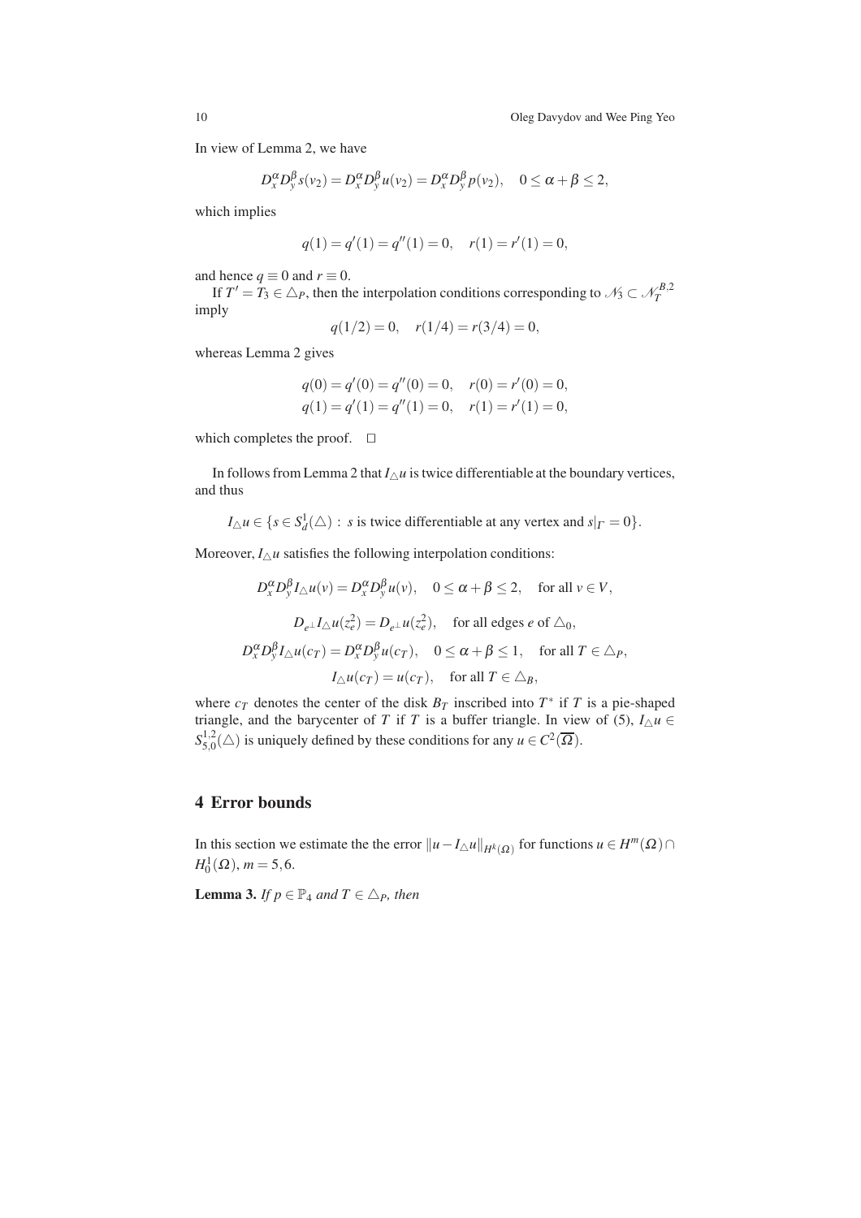In view of Lemma 2, we have

$$D_x^\alpha D_y^\beta s(v_2) = D_x^\alpha D_y^\beta u(v_2) = D_x^\alpha D_y^\beta p(v_2), \quad 0 \le \alpha + \beta \le 2,$$

which implies

$$q(1) = q'(1) = q''(1) = 0, \quad r(1) = r'(1) = 0,$$

and hence $q \equiv 0$ and $r \equiv 0$.

If $T' = T_3 \in \triangle_P$, then the interpolation conditions corresponding to $\mathscr{N}_3 \subset \mathscr{N}_T^{B,2}$ imply

$$q(1/2) = 0, \quad r(1/4) = r(3/4) = 0,$$

whereas Lemma 2 gives

$$q(0) = q'(0) = q''(0) = 0, \quad r(0) = r'(0) = 0,$$
$$q(1) = q'(1) = q''(1) = 0, \quad r(1) = r'(1) = 0,$$

which completes the proof. □

In follows from Lemma 2 that $I_\triangle u$ is twice differentiable at the boundary vertices, and thus

$$I_\triangle u \in \{s \in S_d^1(\triangle) : \text{ s is twice differentiable at any vertex and } s|_\Gamma = 0\}.$$

Moreover, $I_\triangle u$ satisfies the following interpolation conditions:

$$D_x^\alpha D_y^\beta I_\triangle u(v) = D_x^\alpha D_y^\beta u(v), \quad 0 \le \alpha + \beta \le 2, \quad \text{for all } v \in V,$$

$$D_{e^\perp} I_\triangle u(z_e^2) = D_{e^\perp} u(z_e^2), \quad \text{for all edges } e \text{ of } \triangle_0,$$

$$D_x^\alpha D_y^\beta I_\triangle u(c_T) = D_x^\alpha D_y^\beta u(c_T), \quad 0 \le \alpha + \beta \le 1, \quad \text{for all } T \in \triangle_P,$$

$$I_\triangle u(c_T) = u(c_T), \quad \text{for all } T \in \triangle_B,$$

where $c_T$ denotes the center of the disk $B_T$ inscribed into $T^*$ if $T$ is a pie-shaped triangle, and the barycenter of $T$ if $T$ is a buffer triangle. In view of (5), $I_\triangle u \in S_{5,0}^{1,2}(\triangle)$ is uniquely defined by these conditions for any $u \in C^2(\overline{\Omega})$.

## 4 Error bounds

In this section we estimate the the error $\|u - I_\triangle u\|_{H^k(\Omega)}$ for functions $u \in H^m(\Omega) \cap H_0^1(\Omega)$, $m = 5, 6$.

**Lemma 3.** *If $p \in \mathbb{P}_4$ and $T \in \triangle_P$, then*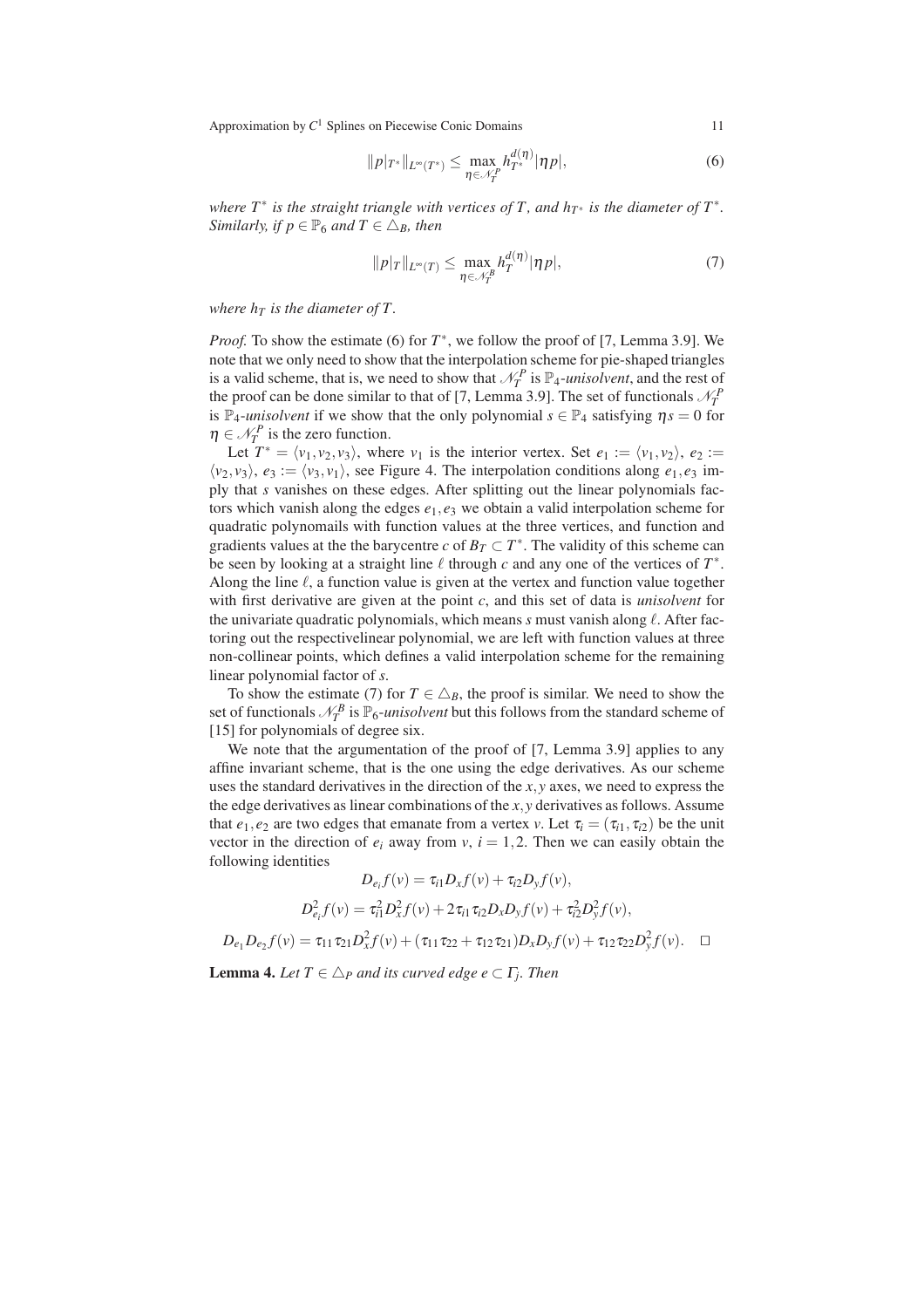$$\|p|_{T^*}\|_{L^\infty(T^*)} \leq \max_{\eta \in \mathcal{N}_T^P} h_{T^*}^{d(\eta)} |\eta p|, \tag{6}$$

*where $T^*$ is the straight triangle with vertices of $T$, and $h_{T^*}$ is the diameter of $T^*$. Similarly, if $p \in \mathbb{P}_6$ and $T \in \triangle_B$, then*

$$\|p|_T\|_{L^\infty(T)} \leq \max_{\eta \in \mathcal{N}_T^B} h_T^{d(\eta)} |\eta p|, \tag{7}$$

*where $h_T$ is the diameter of $T$.*

*Proof.* To show the estimate (6) for $T^*$, we follow the proof of [7, Lemma 3.9]. We note that we only need to show that the interpolation scheme for pie-shaped triangles is a valid scheme, that is, we need to show that $\mathcal{N}_T^P$ is $\mathbb{P}_4$-*unisolvent*, and the rest of the proof can be done similar to that of [7, Lemma 3.9]. The set of functionals $\mathcal{N}_T^P$ is $\mathbb{P}_4$-*unisolvent* if we show that the only polynomial $s \in \mathbb{P}_4$ satisfying $\eta s = 0$ for $\eta \in \mathcal{N}_T^P$ is the zero function.

Let $T^* = \langle v_1, v_2, v_3 \rangle$, where $v_1$ is the interior vertex. Set $e_1 := \langle v_1, v_2 \rangle$, $e_2 := \langle v_2, v_3 \rangle$, $e_3 := \langle v_3, v_1 \rangle$, see Figure 4. The interpolation conditions along $e_1, e_3$ imply that $s$ vanishes on these edges. After splitting out the linear polynomials factors which vanish along the edges $e_1, e_3$ we obtain a valid interpolation scheme for quadratic polynomails with function values at the three vertices, and function and gradients values at the the barycentre $c$ of $B_T \subset T^*$. The validity of this scheme can be seen by looking at a straight line $\ell$ through $c$ and any one of the vertices of $T^*$. Along the line $\ell$, a function value is given at the vertex and function value together with first derivative are given at the point $c$, and this set of data is *unisolvent* for the univariate quadratic polynomials, which means $s$ must vanish along $\ell$. After factoring out the respectivelinear polynomial, we are left with function values at three non-collinear points, which defines a valid interpolation scheme for the remaining linear polynomial factor of $s$.

To show the estimate (7) for $T \in \triangle_B$, the proof is similar. We need to show the set of functionals $\mathcal{N}_T^B$ is $\mathbb{P}_6$-*unisolvent* but this follows from the standard scheme of [15] for polynomials of degree six.

We note that the argumentation of the proof of [7, Lemma 3.9] applies to any affine invariant scheme, that is the one using the edge derivatives. As our scheme uses the standard derivatives in the direction of the $x, y$ axes, we need to express the the edge derivatives as linear combinations of the $x, y$ derivatives as follows. Assume that $e_1, e_2$ are two edges that emanate from a vertex $v$. Let $\tau_i = (\tau_{i1}, \tau_{i2})$ be the unit vector in the direction of $e_i$ away from $v$, $i = 1, 2$. Then we can easily obtain the following identities

$$D_{e_i} f(v) = \tau_{i1} D_x f(v) + \tau_{i2} D_y f(v),$$

$$D_{e_i}^2 f(v) = \tau_{i1}^2 D_x^2 f(v) + 2\tau_{i1}\tau_{i2} D_x D_y f(v) + \tau_{i2}^2 D_y^2 f(v),$$

$$D_{e_1} D_{e_2} f(v) = \tau_{11}\tau_{21} D_x^2 f(v) + (\tau_{11}\tau_{22} + \tau_{12}\tau_{21}) D_x D_y f(v) + \tau_{12}\tau_{22} D_y^2 f(v). \quad \square$$

**Lemma 4.** *Let $T \in \triangle_P$ and its curved edge $e \subset \Gamma_j$. Then*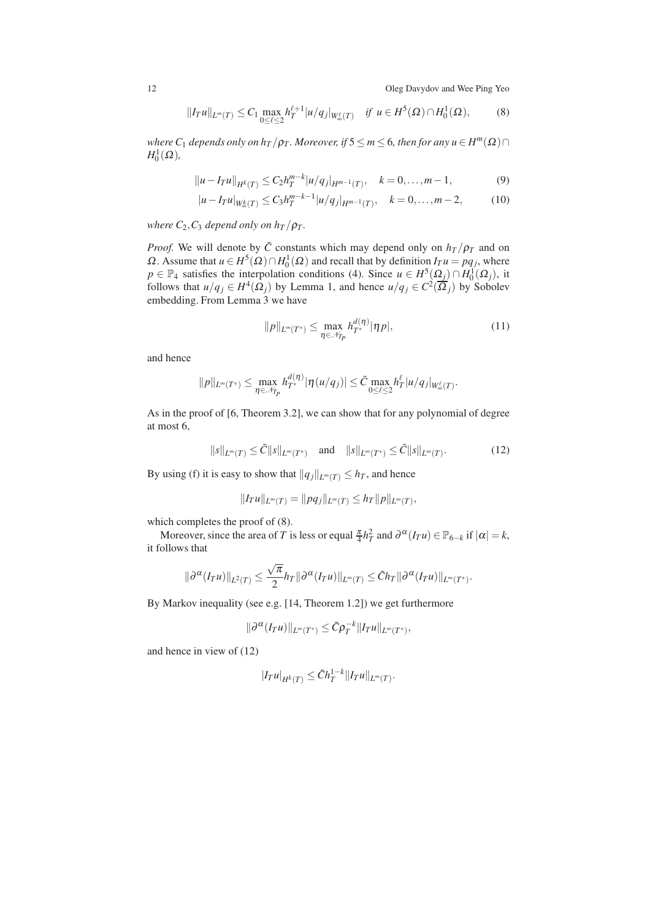$$\|I_T u\|_{L^\infty(T)} \le C_1 \max_{0\le \ell \le 2} h_T^{\ell+1} |u/q_j|_{W_\infty^\ell(T)} \quad \textit{if } u \in H^5(\Omega)\cap H_0^1(\Omega), \tag{8}$$

*where $C_1$ depends only on $h_T/\rho_T$. Moreover, if $5 \le m \le 6$, then for any $u \in H^m(\Omega)\cap H_0^1(\Omega)$,*

$$\|u - I_T u\|_{H^k(T)} \le C_2 h_T^{m-k} |u/q_j|_{H^{m-1}(T)}, \quad k = 0,\dots,m-1, \tag{9}$$

$$|u - I_T u|_{W_\infty^k(T)} \le C_3 h_T^{m-k-1} |u/q_j|_{H^{m-1}(T)}, \quad k = 0,\dots,m-2, \tag{10}$$

*where $C_2, C_3$ depend only on $h_T/\rho_T$.*

*Proof.* We will denote by $\tilde C$ constants which may depend only on $h_T/\rho_T$ and on $\Omega$. Assume that $u \in H^5(\Omega)\cap H_0^1(\Omega)$ and recall that by definition $I_T u = pq_j$, where $p \in \mathbb{P}_4$ satisfies the interpolation conditions (4). Since $u \in H^5(\Omega_j)\cap H_0^1(\Omega_j)$, it follows that $u/q_j \in H^4(\Omega_j)$ by Lemma 1, and hence $u/q_j \in C^2(\overline{\Omega}_j)$ by Sobolev embedding. From Lemma 3 we have

$$\|p\|_{L^\infty(T^*)} \le \max_{\eta\in\mathcal{N}_{T_P}} h_{T^*}^{d(\eta)} |\eta p|, \tag{11}$$

and hence

$$\|p\|_{L^\infty(T^*)} \le \max_{\eta\in\mathcal{N}_{T_P}} h_{T^*}^{d(\eta)} |\eta(u/q_j)| \le \tilde C \max_{0\le \ell\le 2} h_T^\ell |u/q_j|_{W_\infty^\ell(T)}.$$

As in the proof of [6, Theorem 3.2], we can show that for any polynomial of degree at most 6,

$$\|s\|_{L^\infty(T)} \le \tilde C \|s\|_{L^\infty(T^*)} \quad \text{and} \quad \|s\|_{L^\infty(T^*)} \le \tilde C \|s\|_{L^\infty(T)}. \tag{12}$$

By using (f) it is easy to show that $\|q_j\|_{L^\infty(T)} \le h_T$, and hence

$$\|I_T u\|_{L^\infty(T)} = \|pq_j\|_{L^\infty(T)} \le h_T \|p\|_{L^\infty(T)},$$

which completes the proof of (8).

Moreover, since the area of $T$ is less or equal $\frac{\pi}{4}h_T^2$ and $\partial^\alpha(I_T u) \in \mathbb{P}_{6-k}$ if $|\alpha| = k$, it follows that

$$\|\partial^\alpha(I_T u)\|_{L^2(T)} \le \frac{\sqrt{\pi}}{2} h_T \|\partial^\alpha(I_T u)\|_{L^\infty(T)} \le \tilde C h_T \|\partial^\alpha(I_T u)\|_{L^\infty(T^*)}.$$

By Markov inequality (see e.g. [14, Theorem 1.2]) we get furthermore

$$\|\partial^\alpha(I_T u)\|_{L^\infty(T^*)} \le \tilde C \rho_T^{-k} \|I_T u\|_{L^\infty(T^*)},$$

and hence in view of (12)

$$|I_T u|_{H^k(T)} \le \tilde C h_T^{1-k} \|I_T u\|_{L^\infty(T)}.$$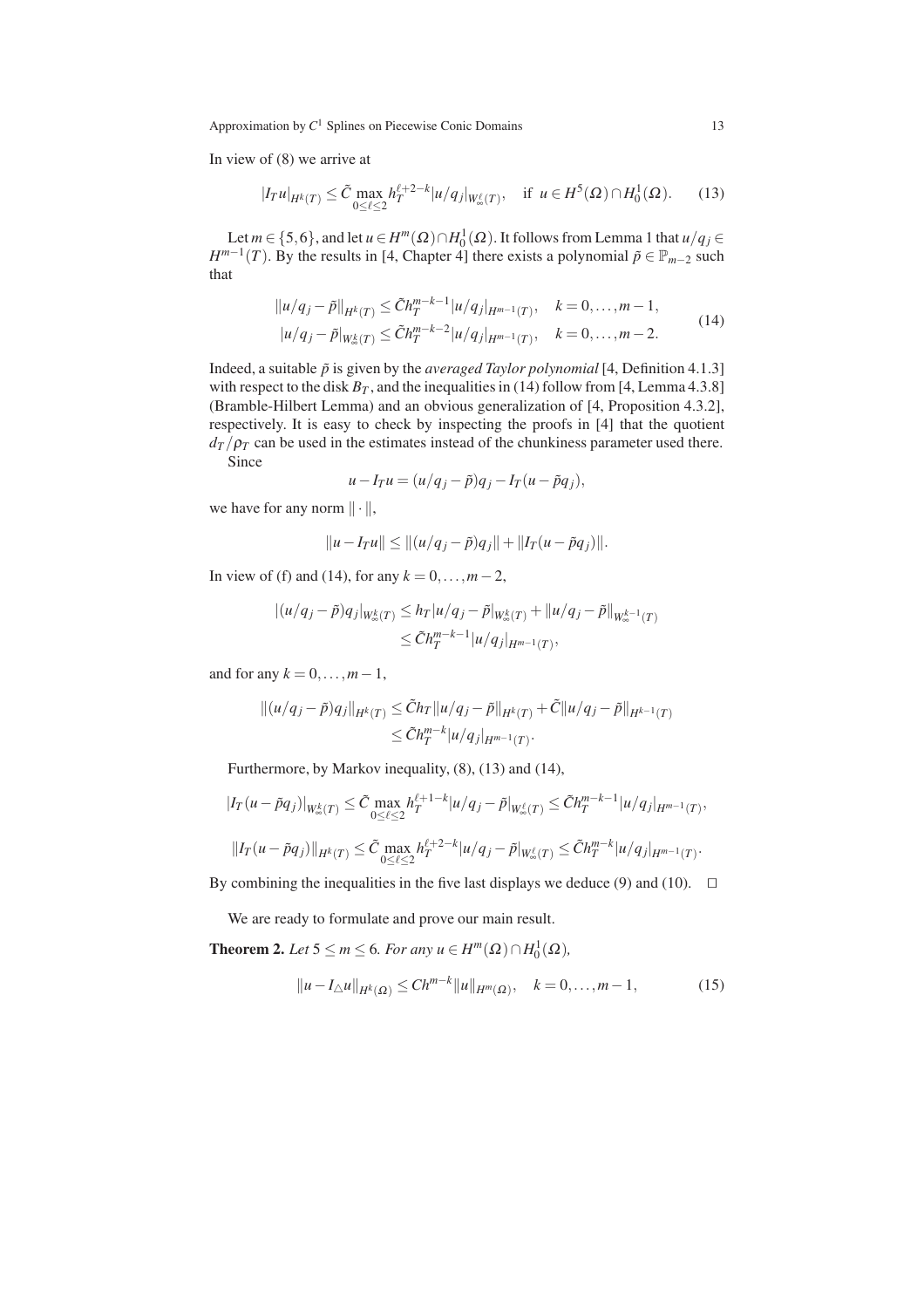In view of (8) we arrive at

$$|I_T u|_{H^k(T)} \le \tilde{C} \max_{0\le \ell \le 2} h_T^{\ell+2-k} |u/q_j|_{W_\infty^\ell(T)}, \quad \text{if } u \in H^5(\Omega)\cap H_0^1(\Omega). \tag{13}$$

Let $m\in\{5,6\}$, and let $u\in H^m(\Omega)\cap H_0^1(\Omega)$. It follows from Lemma 1 that $u/q_j \in H^{m-1}(T)$. By the results in [4, Chapter 4] there exists a polynomial $\tilde{p}\in \mathbb{P}_{m-2}$ such that

$$\begin{aligned} \|u/q_j - \tilde{p}\|_{H^k(T)} &\le \tilde{C} h_T^{m-k-1} |u/q_j|_{H^{m-1}(T)}, \quad k = 0,\dots,m-1,\\ |u/q_j - \tilde{p}|_{W_\infty^k(T)} &\le \tilde{C} h_T^{m-k-2} |u/q_j|_{H^{m-1}(T)}, \quad k = 0,\dots,m-2. \end{aligned} \tag{14}$$

Indeed, a suitable $\tilde{p}$ is given by the *averaged Taylor polynomial* [4, Definition 4.1.3] with respect to the disk $B_T$, and the inequalities in (14) follow from [4, Lemma 4.3.8] (Bramble-Hilbert Lemma) and an obvious generalization of [4, Proposition 4.3.2], respectively. It is easy to check by inspecting the proofs in [4] that the quotient $d_T/\rho_T$ can be used in the estimates instead of the chunkiness parameter used there.

Since

$$u - I_T u = (u/q_j - \tilde{p})q_j - I_T(u - \tilde{p}q_j),$$

we have for any norm $\|\cdot\|$,

$$\|u - I_T u\| \le \|(u/q_j - \tilde{p})q_j\| + \|I_T(u-\tilde{p}q_j)\|.$$

In view of (f) and (14), for any $k = 0,\dots,m-2$,

$$\begin{aligned} |(u/q_j - \tilde{p})q_j|_{W_\infty^k(T)} &\le h_T |u/q_j - \tilde{p}|_{W_\infty^k(T)} + \|u/q_j - \tilde{p}\|_{W_\infty^{k-1}(T)}\\ &\le \tilde{C} h_T^{m-k-1} |u/q_j|_{H^{m-1}(T)}, \end{aligned}$$

and for any $k = 0,\dots,m-1$,

$$\begin{aligned} \|(u/q_j - \tilde{p})q_j\|_{H^k(T)} &\le \tilde{C} h_T \|u/q_j - \tilde{p}\|_{H^k(T)} + \tilde{C}\|u/q_j - \tilde{p}\|_{H^{k-1}(T)}\\ &\le \tilde{C} h_T^{m-k} |u/q_j|_{H^{m-1}(T)}. \end{aligned}$$

Furthermore, by Markov inequality, (8), (13) and (14),

$$|I_T(u - \tilde{p}q_j)|_{W_\infty^k(T)} \le \tilde{C} \max_{0\le\ell\le 2} h_T^{\ell+1-k} |u/q_j - \tilde{p}|_{W_\infty^\ell(T)} \le \tilde{C} h_T^{m-k-1} |u/q_j|_{H^{m-1}(T)},$$

$$\|I_T(u - \tilde{p}q_j)\|_{H^k(T)} \le \tilde{C} \max_{0\le\ell\le 2} h_T^{\ell+2-k} |u/q_j - \tilde{p}|_{W_\infty^\ell(T)} \le \tilde{C} h_T^{m-k} |u/q_j|_{H^{m-1}(T)}.$$

By combining the inequalities in the five last displays we deduce (9) and (10). $\square$

We are ready to formulate and prove our main result.

**Theorem 2.** *Let $5 \le m \le 6$. For any $u \in H^m(\Omega)\cap H_0^1(\Omega)$,*

$$\|u - I_\triangle u\|_{H^k(\Omega)} \le C h^{m-k} \|u\|_{H^m(\Omega)}, \quad k = 0,\dots,m-1, \tag{15}$$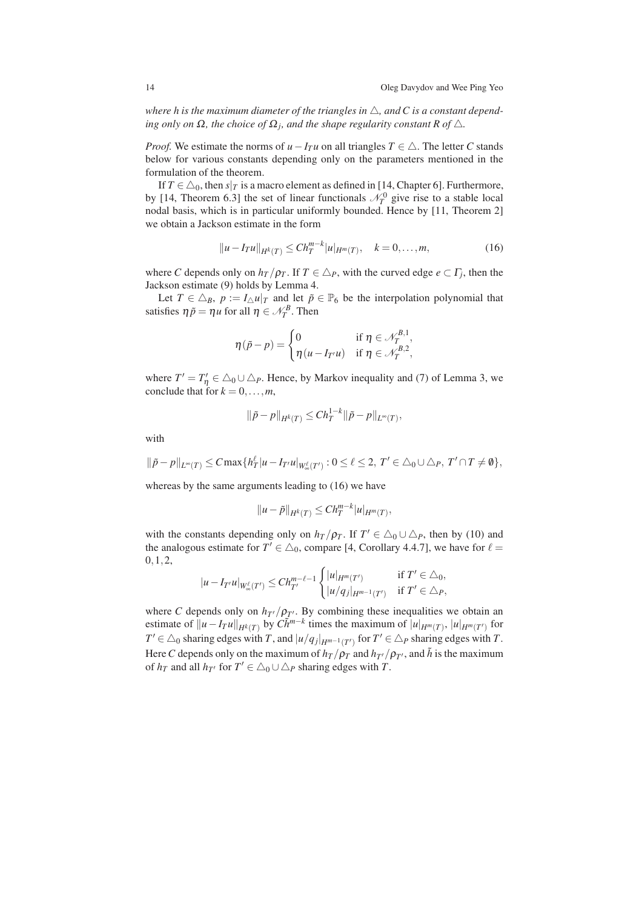*where $h$ is the maximum diameter of the triangles in $\triangle$, and $C$ is a constant depending only on $\Omega$, the choice of $\Omega_j$, and the shape regularity constant $R$ of $\triangle$.*

*Proof.* We estimate the norms of $u - I_T u$ on all triangles $T \in \triangle$. The letter $C$ stands below for various constants depending only on the parameters mentioned in the formulation of the theorem.

If $T \in \triangle_0$, then $s|_T$ is a macro element as defined in [14, Chapter 6]. Furthermore, by [14, Theorem 6.3] the set of linear functionals $\mathscr{N}_T^0$ give rise to a stable local nodal basis, which is in particular uniformly bounded. Hence by [11, Theorem 2] we obtain a Jackson estimate in the form

$$\|u - I_T u\|_{H^k(T)} \leq C h_T^{m-k} |u|_{H^m(T)}, \quad k = 0, \ldots, m, \tag{16}$$

where $C$ depends only on $h_T/\rho_T$. If $T \in \triangle_P$, with the curved edge $e \subset \Gamma_j$, then the Jackson estimate (9) holds by Lemma 4.

Let $T \in \triangle_B$, $p := I_\triangle u|_T$ and let $\tilde{p} \in \mathbb{P}_6$ be the interpolation polynomial that satisfies $\eta \tilde{p} = \eta u$ for all $\eta \in \mathscr{N}_T^B$. Then

$$\eta(\tilde{p} - p) = \begin{cases} 0 & \text{if } \eta \in \mathscr{N}_T^{B,1}, \\ \eta(u - I_{T'} u) & \text{if } \eta \in \mathscr{N}_T^{B,2}, \end{cases}$$

where $T' = T'_\eta \in \triangle_0 \cup \triangle_P$. Hence, by Markov inequality and (7) of Lemma 3, we conclude that for $k = 0, \ldots, m$,

$$\|\tilde{p} - p\|_{H^k(T)} \leq C h_T^{1-k} \|\tilde{p} - p\|_{L^\infty(T)},$$

with

$$\|\tilde{p} - p\|_{L^\infty(T)} \leq C \max\{h_T^\ell |u - I_{T'} u|_{W_\infty^\ell(T')} : 0 \leq \ell \leq 2,\ T' \in \triangle_0 \cup \triangle_P,\ T' \cap T \neq \emptyset\},$$

whereas by the same arguments leading to (16) we have

$$\|u - \tilde{p}\|_{H^k(T)} \leq C h_T^{m-k} |u|_{H^m(T)},$$

with the constants depending only on $h_T/\rho_T$. If $T' \in \triangle_0 \cup \triangle_P$, then by (10) and the analogous estimate for $T' \in \triangle_0$, compare [4, Corollary 4.4.7], we have for $\ell = 0, 1, 2$,

$$|u - I_{T'} u|_{W_\infty^\ell(T')} \leq C h_{T'}^{m-\ell-1} \begin{cases} |u|_{H^m(T')} & \text{if } T' \in \triangle_0, \\ |u/q_j|_{H^{m-1}(T')} & \text{if } T' \in \triangle_P, \end{cases}$$

where $C$ depends only on $h_{T'}/\rho_{T'}$. By combining these inequalities we obtain an estimate of $\|u - I_T u\|_{H^k(T)}$ by $C\tilde{h}^{m-k}$ times the maximum of $|u|_{H^m(T)}$, $|u|_{H^m(T')}$ for $T' \in \triangle_0$ sharing edges with $T$, and $|u/q_j|_{H^{m-1}(T')}$ for $T' \in \triangle_P$ sharing edges with $T$. Here $C$ depends only on the maximum of $h_T/\rho_T$ and $h_{T'}/\rho_{T'}$, and $\tilde{h}$ is the maximum of $h_T$ and all $h_{T'}$ for $T' \in \triangle_0 \cup \triangle_P$ sharing edges with $T$.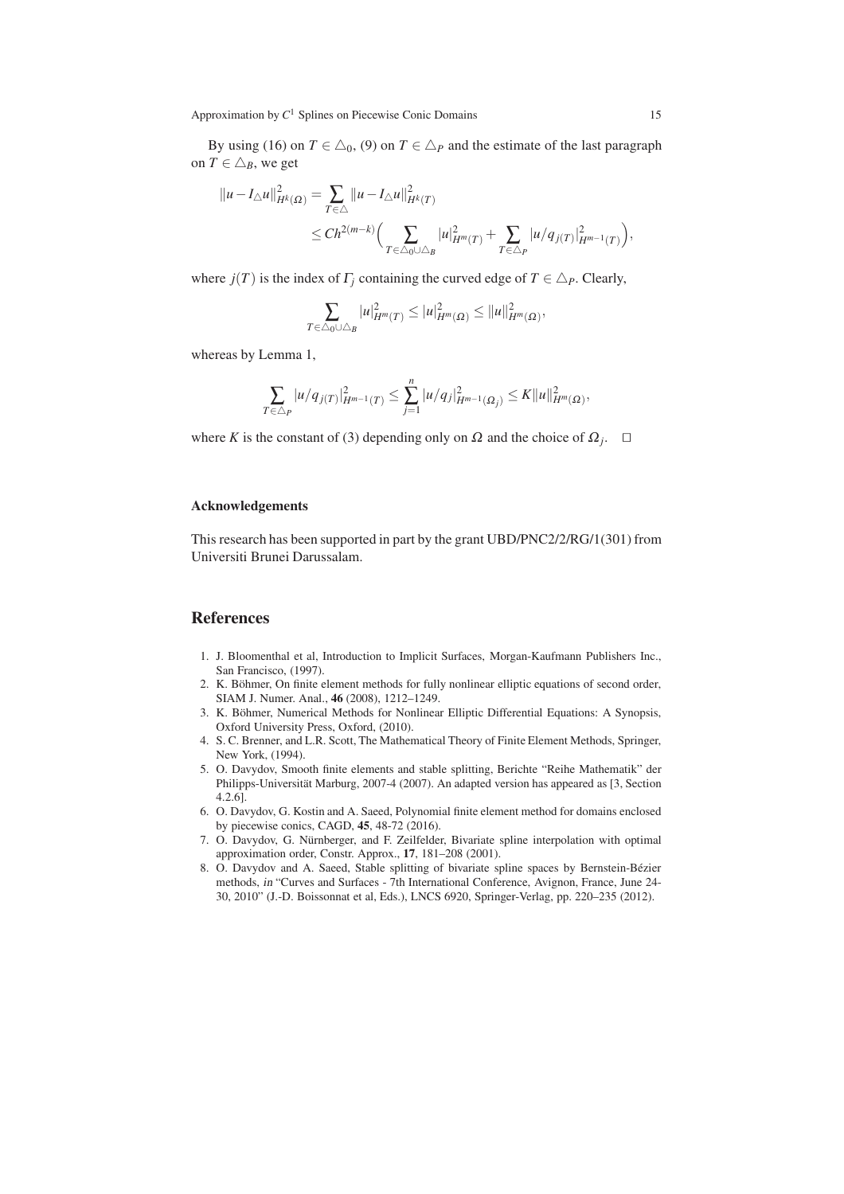By using (16) on $T \in \triangle_0$, (9) on $T \in \triangle_P$ and the estimate of the last paragraph on $T \in \triangle_B$, we get

$$\begin{aligned}
\|u - I_\triangle u\|^2_{H^k(\Omega)} &= \sum_{T\in\triangle} \|u - I_\triangle u\|^2_{H^k(T)} \\
&\leq Ch^{2(m-k)} \Big( \sum_{T\in\triangle_0\cup\triangle_B} |u|^2_{H^m(T)} + \sum_{T\in\triangle_P} |u/q_{j(T)}|^2_{H^{m-1}(T)} \Big),
\end{aligned}$$

where $j(T)$ is the index of $\Gamma_j$ containing the curved edge of $T \in \triangle_P$. Clearly,

$$\sum_{T\in\triangle_0\cup\triangle_B} |u|^2_{H^m(T)} \leq |u|^2_{H^m(\Omega)} \leq \|u\|^2_{H^m(\Omega)},$$

whereas by Lemma 1,

$$\sum_{T\in\triangle_P} |u/q_{j(T)}|^2_{H^{m-1}(T)} \leq \sum_{j=1}^{n} |u/q_j|^2_{H^{m-1}(\Omega_j)} \leq K\|u\|^2_{H^m(\Omega)},$$

where $K$ is the constant of (3) depending only on $\Omega$ and the choice of $\Omega_j$. $\square$

### Acknowledgements

This research has been supported in part by the grant UBD/PNC2/2/RG/1(301) from Universiti Brunei Darussalam.

## References

1. J. Bloomenthal et al, Introduction to Implicit Surfaces, Morgan-Kaufmann Publishers Inc., San Francisco, (1997).
2. K. Böhmer, On finite element methods for fully nonlinear elliptic equations of second order, SIAM J. Numer. Anal., **46** (2008), 1212–1249.
3. K. Böhmer, Numerical Methods for Nonlinear Elliptic Differential Equations: A Synopsis, Oxford University Press, Oxford, (2010).
4. S. C. Brenner, and L.R. Scott, The Mathematical Theory of Finite Element Methods, Springer, New York, (1994).
5. O. Davydov, Smooth finite elements and stable splitting, Berichte "Reihe Mathematik" der Philipps-Universität Marburg, 2007-4 (2007). An adapted version has appeared as [3, Section 4.2.6].
6. O. Davydov, G. Kostin and A. Saeed, Polynomial finite element method for domains enclosed by piecewise conics, CAGD, **45**, 48-72 (2016).
7. O. Davydov, G. Nürnberger, and F. Zeilfelder, Bivariate spline interpolation with optimal approximation order, Constr. Approx., **17**, 181–208 (2001).
8. O. Davydov and A. Saeed, Stable splitting of bivariate spline spaces by Bernstein-Bézier methods, *in* "Curves and Surfaces - 7th International Conference, Avignon, France, June 24-30, 2010" (J.-D. Boissonnat et al, Eds.), LNCS 6920, Springer-Verlag, pp. 220–235 (2012).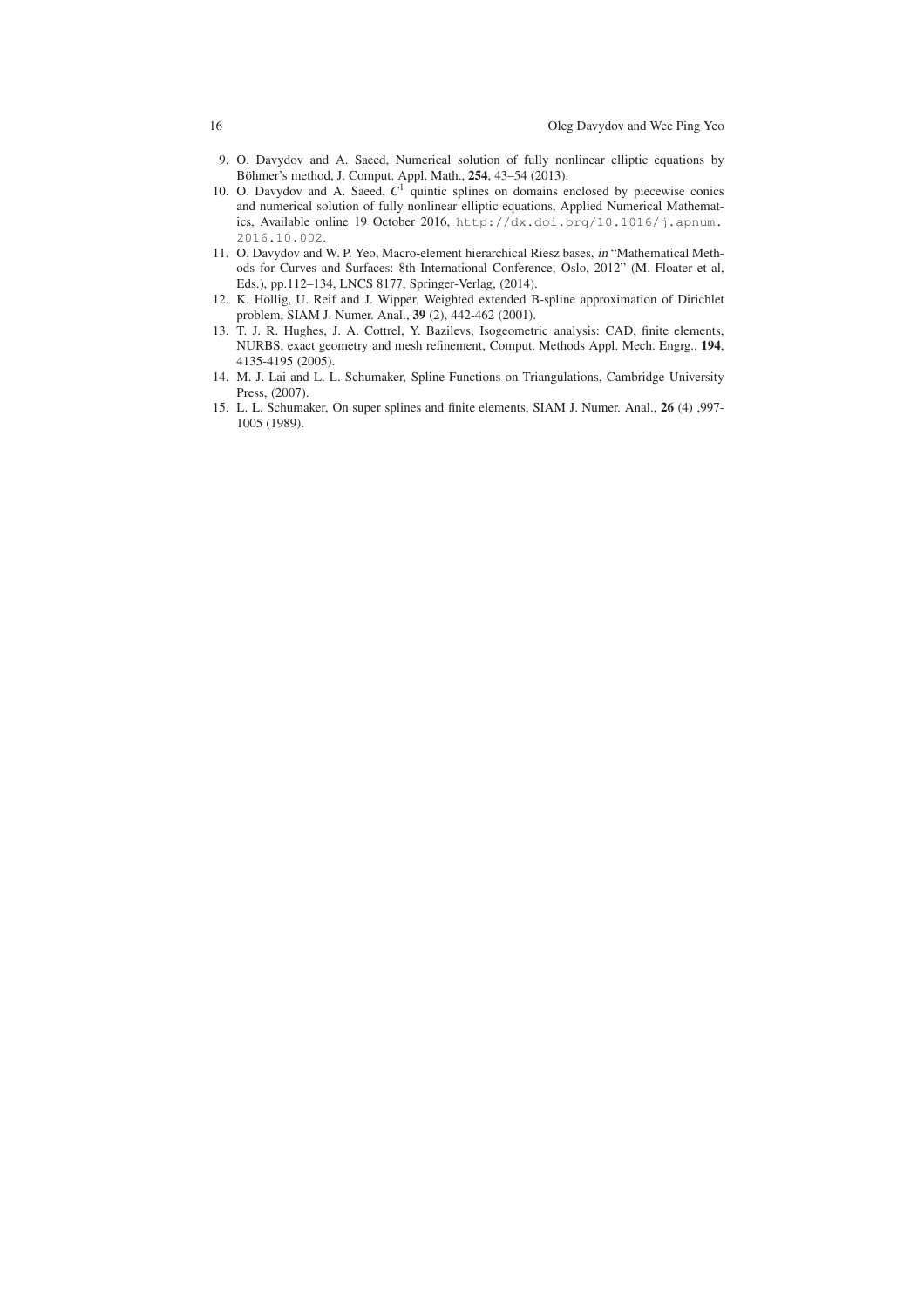9. O. Davydov and A. Saeed, Numerical solution of fully nonlinear elliptic equations by Böhmer's method, J. Comput. Appl. Math., **254**, 43–54 (2013).
10. O. Davydov and A. Saeed, $C^1$ quintic splines on domains enclosed by piecewise conics and numerical solution of fully nonlinear elliptic equations, Applied Numerical Mathematics, Available online 19 October 2016, `http://dx.doi.org/10.1016/j.apnum.2016.10.002`.
11. O. Davydov and W. P. Yeo, Macro-element hierarchical Riesz bases, *in* "Mathematical Methods for Curves and Surfaces: 8th International Conference, Oslo, 2012" (M. Floater et al, Eds.), pp.112–134, LNCS 8177, Springer-Verlag, (2014).
12. K. Höllig, U. Reif and J. Wipper, Weighted extended B-spline approximation of Dirichlet problem, SIAM J. Numer. Anal., **39** (2), 442-462 (2001).
13. T. J. R. Hughes, J. A. Cottrel, Y. Bazilevs, Isogeometric analysis: CAD, finite elements, NURBS, exact geometry and mesh refinement, Comput. Methods Appl. Mech. Engrg., **194**, 4135-4195 (2005).
14. M. J. Lai and L. L. Schumaker, Spline Functions on Triangulations, Cambridge University Press, (2007).
15. L. L. Schumaker, On super splines and finite elements, SIAM J. Numer. Anal., **26** (4) ,997-1005 (1989).